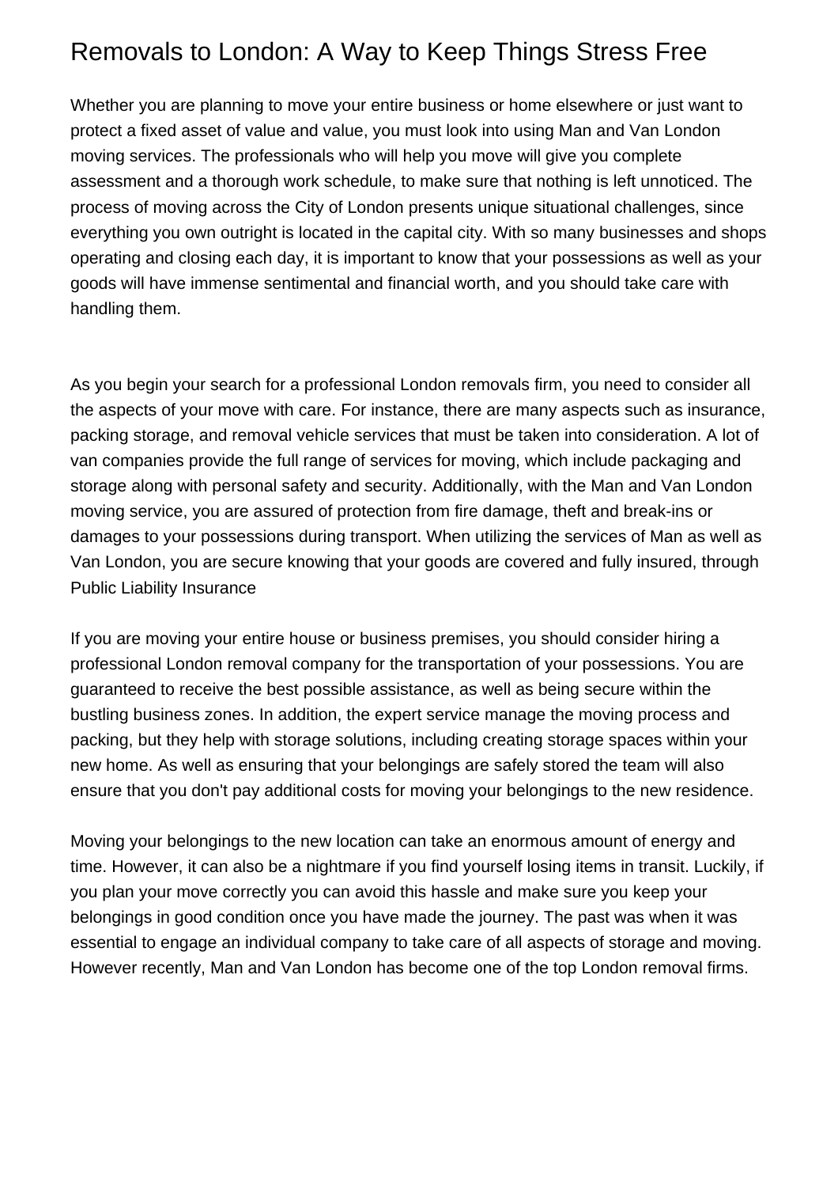# Removals to London: A Way to Keep Things Stress Free

Whether you are planning to move your entire business or home elsewhere or just want to protect a fixed asset of value and value, you must look into using Man and Van London moving services. The professionals who will help you move will give you complete assessment and a thorough work schedule, to make sure that nothing is left unnoticed. The process of moving across the City of London presents unique situational challenges, since everything you own outright is located in the capital city. With so many businesses and shops operating and closing each day, it is important to know that your possessions as well as your goods will have immense sentimental and financial worth, and you should take care with handling them.

As you begin your search for a professional London removals firm, you need to consider all the aspects of your move with care. For instance, there are many aspects such as insurance, packing storage, and removal vehicle services that must be taken into consideration. A lot of van companies provide the full range of services for moving, which include packaging and storage along with personal safety and security. Additionally, with the Man and Van London moving service, you are assured of protection from fire damage, theft and break-ins or damages to your possessions during transport. When utilizing the services of Man as well as Van London, you are secure knowing that your goods are covered and fully insured, through Public Liability Insurance

If you are moving your entire house or business premises, you should consider hiring a professional London removal company for the transportation of your possessions. You are guaranteed to receive the best possible assistance, as well as being secure within the bustling business zones. In addition, the expert service manage the moving process and packing, but they help with storage solutions, including creating storage spaces within your new home. As well as ensuring that your belongings are safely stored the team will also ensure that you don't pay additional costs for moving your belongings to the new residence.

Moving your belongings to the new location can take an enormous amount of energy and time. However, it can also be a nightmare if you find yourself losing items in transit. Luckily, if you plan your move correctly you can avoid this hassle and make sure you keep your belongings in good condition once you have made the journey. The past was when it was essential to engage an individual company to take care of all aspects of storage and moving. However recently, Man and Van London has become one of the top London removal firms.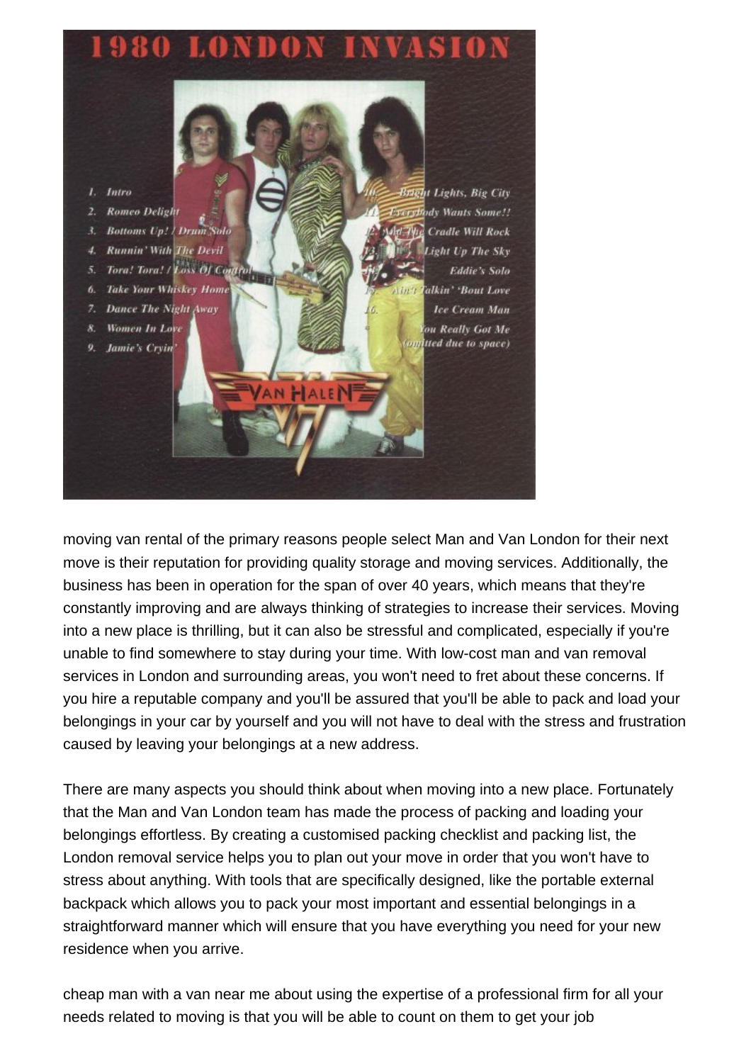moving van rental of the primary reasons people select Man and Van London for their next move is their reputation for providing quality storage and moving services. Additionally, the business has been in operation for the span of over 40 years, which means that they're constantly improving and are always thinking of strategies to increase their services. Moving into a new place is thrilling, but it can also be stressful and complicated, especially if you're unable to find somewhere to stay during your time. With low-cost man and van removal services in London and surrounding areas, you won't need to fret about these concerns. If you hire a reputable company and you'll be assured that you'll be able to pack and load your belongings in your car by yourself and you will not have to deal with the stress and frustration caused by leaving your belongings at a new address.

There are many aspects you should think about when moving into a new place. Fortunately that the Man and Van London team has made the process of packing and loading your belongings effortless. By creating a customised packing checklist and packing list, the London removal service helps you to plan out your move in order that you won't have to stress about anything. With tools that are specifically designed, like the portable external backpack which allows you to pack your most important and essential belongings in a straightforward manner which will ensure that you have everything you need for your new residence when you arrive.

cheap man with a van near me about using the expertise of a professional firm for all your needs related to moving is that you will be able to count on them to get your job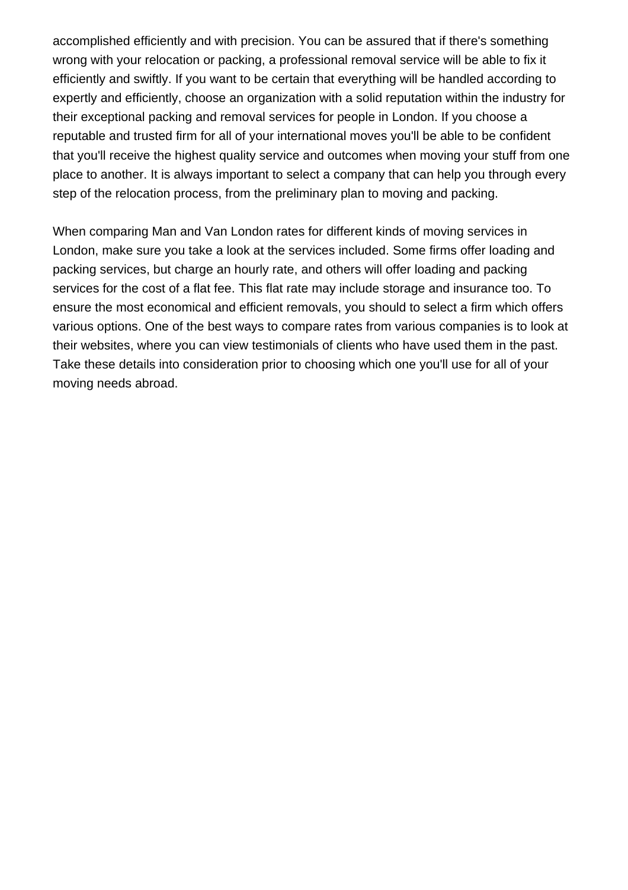accomplished efficiently and with precision. You can be assured that if there's something wrong with your relocation or packing, a professional removal service will be able to fix it efficiently and swiftly. If you want to be certain that everything will be handled according to expertly and efficiently, choose an organization with a solid reputation within the industry for their exceptional packing and removal services for people in London. If you choose a reputable and trusted firm for all of your international moves you'll be able to be confident that you'll receive the highest quality service and outcomes when moving your stuff from one place to another. It is always important to select a company that can help you through every step of the relocation process, from the preliminary plan to moving and packing.

When comparing Man and Van London rates for different kinds of moving services in London, make sure you take a look at the services included. Some firms offer loading and packing services, but charge an hourly rate, and others will offer loading and packing services for the cost of a flat fee. This flat rate may include storage and insurance too. To ensure the most economical and efficient removals, you should to select a firm which offers various options. One of the best ways to compare rates from various companies is to look at their websites, where you can view testimonials of clients who have used them in the past. Take these details into consideration prior to choosing which one you'll use for all of your moving needs abroad.